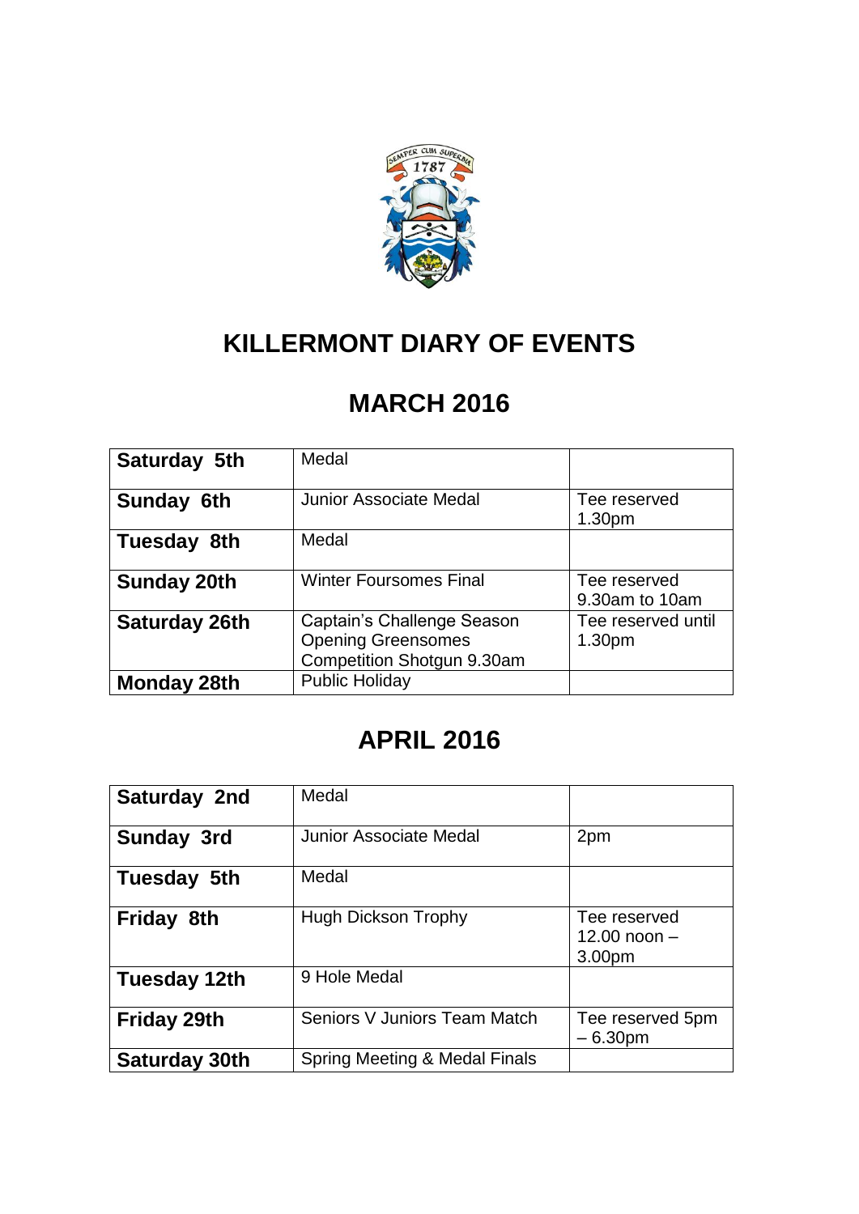# KILLERMONT DIARY OF EVENTS

## MARCH 2016

| | | |
|---|---|---|
| **Saturday 5th** | Medal | |
| **Sunday 6th** | Junior Associate Medal | Tee reserved 1.30pm |
| **Tuesday 8th** | Medal | |
| **Sunday 20th** | Winter Foursomes Final | Tee reserved 9.30am to 10am |
| **Saturday 26th** | Captain's Challenge Season Opening Greensomes Competition Shotgun 9.30am | Tee reserved until 1.30pm |
| **Monday 28th** | Public Holiday | |

## APRIL 2016

| | | |
|---|---|---|
| **Saturday 2nd** | Medal | |
| **Sunday 3rd** | Junior Associate Medal | 2pm |
| **Tuesday 5th** | Medal | |
| **Friday 8th** | Hugh Dickson Trophy | Tee reserved 12.00 noon – 3.00pm |
| **Tuesday 12th** | 9 Hole Medal | |
| **Friday 29th** | Seniors V Juniors Team Match | Tee reserved 5pm – 6.30pm |
| **Saturday 30th** | Spring Meeting & Medal Finals | |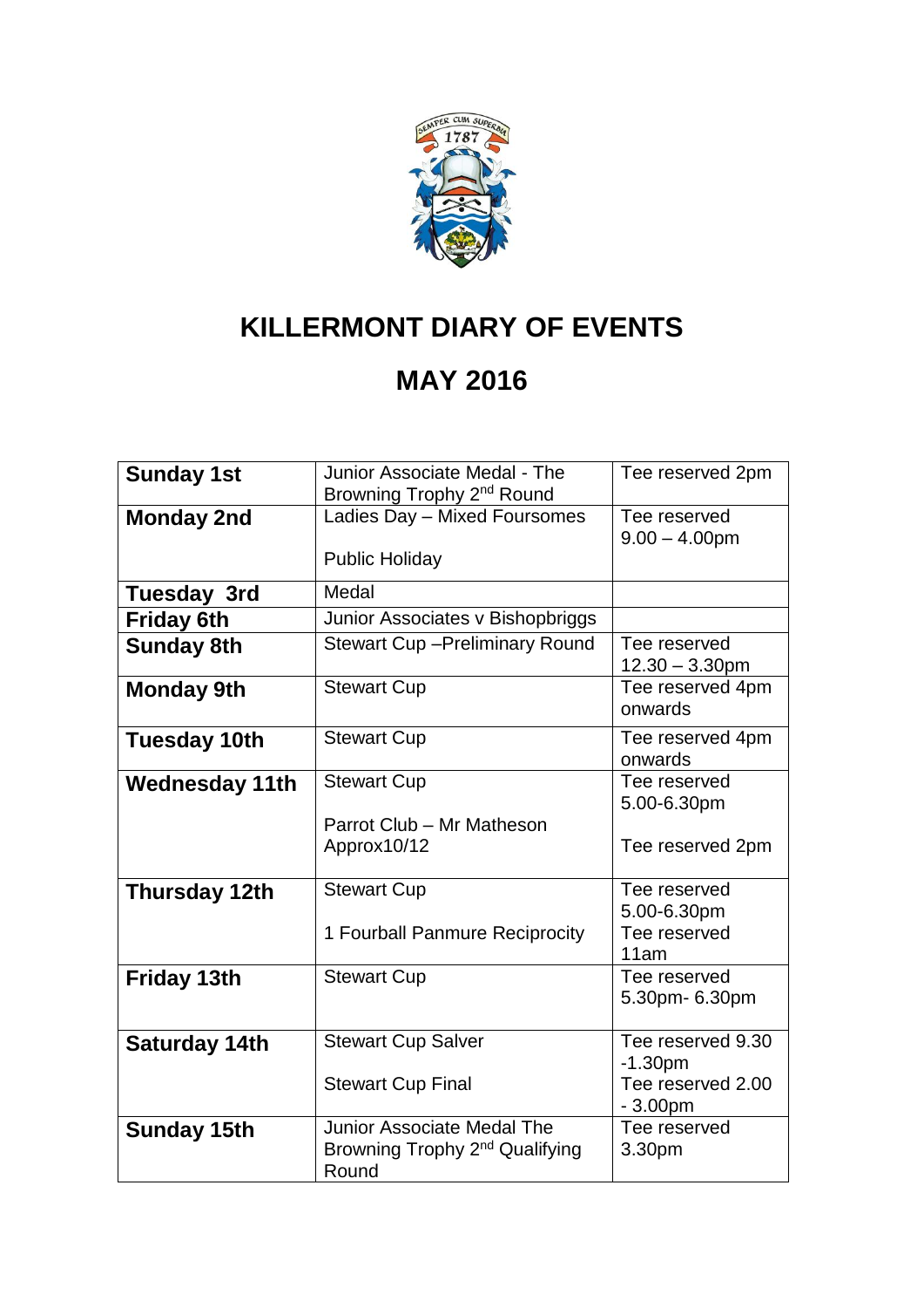# KILLERMONT DIARY OF EVENTS

# MAY 2016

| | | |
|---|---|---|
| **Sunday 1st** | Junior Associate Medal - The Browning Trophy 2nd Round | Tee reserved 2pm |
| **Monday 2nd** | Ladies Day – Mixed Foursomes<br><br>Public Holiday | Tee reserved 9.00 – 4.00pm |
| **Tuesday 3rd** | Medal | |
| **Friday 6th** | Junior Associates v Bishopbriggs | |
| **Sunday 8th** | Stewart Cup –Preliminary Round | Tee reserved 12.30 – 3.30pm |
| **Monday 9th** | Stewart Cup | Tee reserved 4pm onwards |
| **Tuesday 10th** | Stewart Cup | Tee reserved 4pm onwards |
| **Wednesday 11th** | Stewart Cup<br><br>Parrot Club – Mr Matheson Approx10/12 | Tee reserved 5.00-6.30pm<br><br>Tee reserved 2pm |
| **Thursday 12th** | Stewart Cup<br><br>1 Fourball Panmure Reciprocity | Tee reserved 5.00-6.30pm<br>Tee reserved 11am |
| **Friday 13th** | Stewart Cup | Tee reserved 5.30pm- 6.30pm |
| **Saturday 14th** | Stewart Cup Salver<br><br>Stewart Cup Final | Tee reserved 9.30 -1.30pm<br>Tee reserved 2.00 - 3.00pm |
| **Sunday 15th** | Junior Associate Medal The Browning Trophy 2nd Qualifying Round | Tee reserved 3.30pm |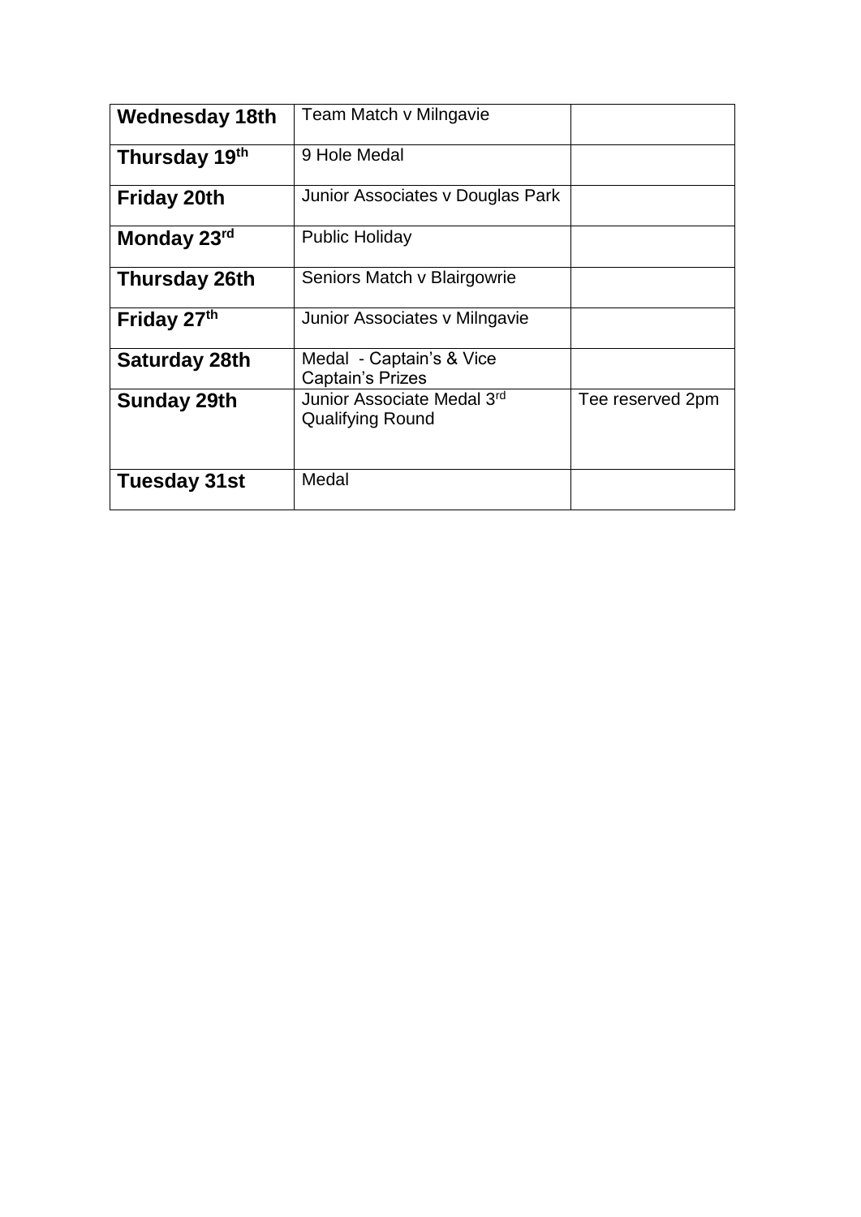| | | |
|---|---|---|
| **Wednesday 18th** | Team Match v Milngavie | |
| **Thursday 19th** | 9 Hole Medal | |
| **Friday 20th** | Junior Associates v Douglas Park | |
| **Monday 23rd** | Public Holiday | |
| **Thursday 26th** | Seniors Match v Blairgowrie | |
| **Friday 27th** | Junior Associates v Milngavie | |
| **Saturday 28th** | Medal - Captain's & Vice Captain's Prizes | |
| **Sunday 29th** | Junior Associate Medal 3rd Qualifying Round | Tee reserved 2pm |
| **Tuesday 31st** | Medal | |